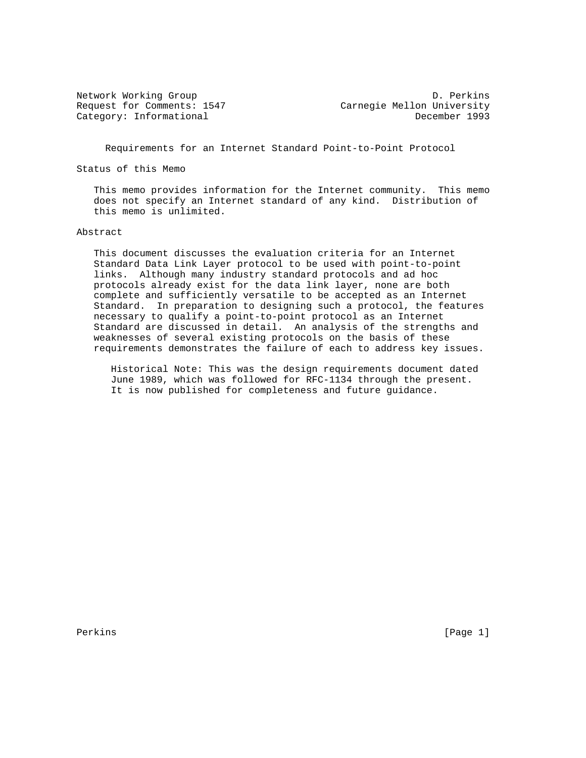Network Working Group D. Perkins
Request for Comments: 1547 Carnegie Mellon University
Category: Informational December 1993

# Requirements for an Internet Standard Point-to-Point Protocol

## Status of this Memo

This memo provides information for the Internet community. This memo does not specify an Internet standard of any kind. Distribution of this memo is unlimited.

## Abstract

This document discusses the evaluation criteria for an Internet Standard Data Link Layer protocol to be used with point-to-point links. Although many industry standard protocols and ad hoc protocols already exist for the data link layer, none are both complete and sufficiently versatile to be accepted as an Internet Standard. In preparation to designing such a protocol, the features necessary to qualify a point-to-point protocol as an Internet Standard are discussed in detail. An analysis of the strengths and weaknesses of several existing protocols on the basis of these requirements demonstrates the failure of each to address key issues.

> Historical Note: This was the design requirements document dated June 1989, which was followed for RFC-1134 through the present. It is now published for completeness and future guidance.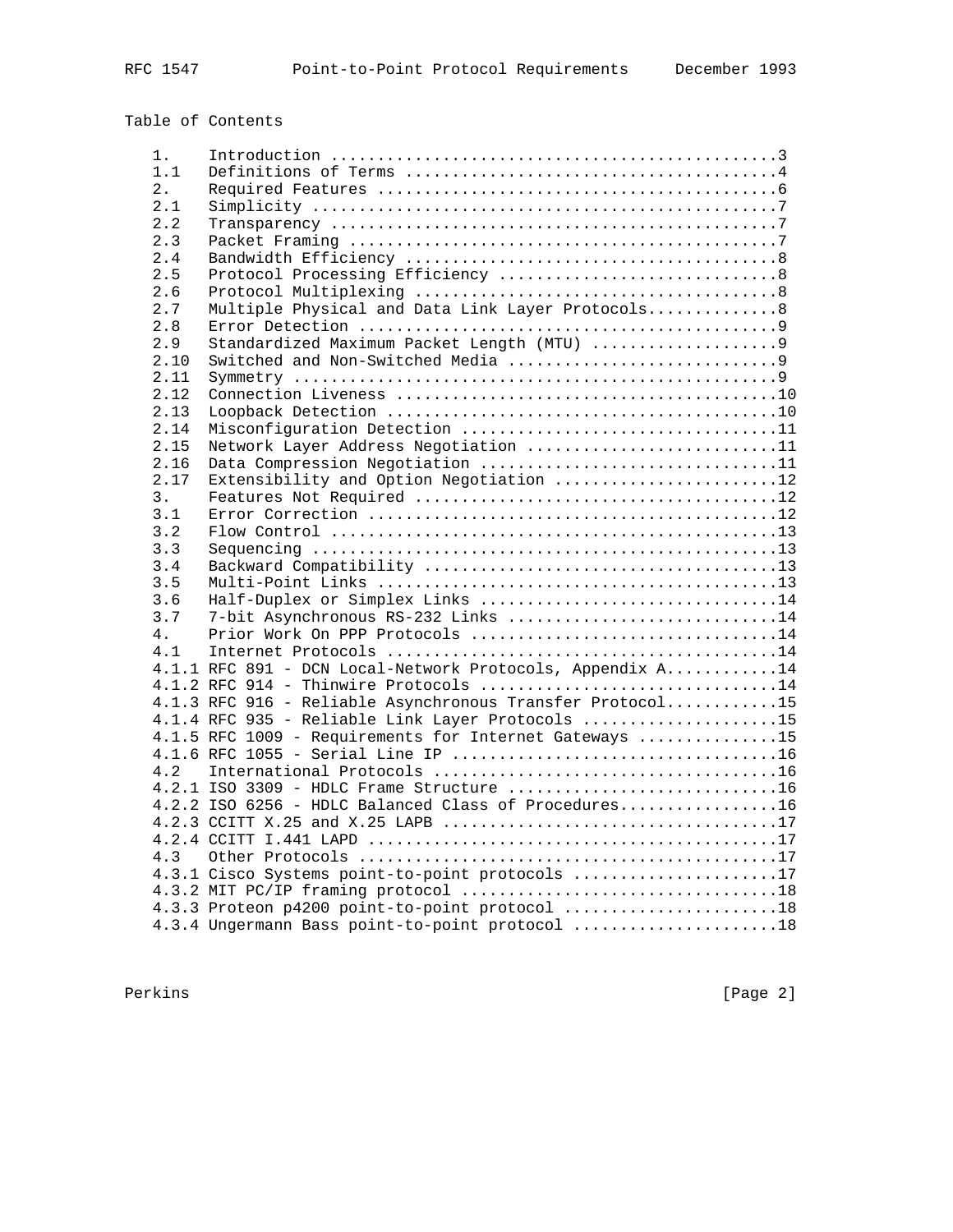Table of Contents

```
   1.     Introduction ...............................................3
   1.1    Definitions of Terms .......................................4
   2.     Required Features ..........................................6
   2.1    Simplicity .................................................7
   2.2    Transparency ...............................................7
   2.3    Packet Framing .............................................7
   2.4    Bandwidth Efficiency .......................................8
   2.5    Protocol Processing Efficiency .............................8
   2.6    Protocol Multiplexing ......................................8
   2.7    Multiple Physical and Data Link Layer Protocols.............8
   2.8    Error Detection ............................................9
   2.9    Standardized Maximum Packet Length (MTU) ...................9
   2.10   Switched and Non-Switched Media ............................9
   2.11   Symmetry ...................................................9
   2.12   Connection Liveness ........................................10
   2.13   Loopback Detection .........................................10
   2.14   Misconfiguration Detection .................................11
   2.15   Network Layer Address Negotiation ..........................11
   2.16   Data Compression Negotiation ...............................11
   2.17   Extensibility and Option Negotiation .......................12
   3.     Features Not Required ......................................12
   3.1    Error Correction ...........................................12
   3.2    Flow Control ...............................................13
   3.3    Sequencing .................................................13
   3.4    Backward Compatibility .....................................13
   3.5    Multi-Point Links ..........................................13
   3.6    Half-Duplex or Simplex Links ...............................14
   3.7    7-bit Asynchronous RS-232 Links ............................14
   4.     Prior Work On PPP Protocols ................................14
   4.1    Internet Protocols .........................................14
   4.1.1 RFC 891 - DCN Local-Network Protocols, Appendix A...........14
   4.1.2 RFC 914 - Thinwire Protocols ...............................14
   4.1.3 RFC 916 - Reliable Asynchronous Transfer Protocol...........15
   4.1.4 RFC 935 - Reliable Link Layer Protocols ....................15
   4.1.5 RFC 1009 - Requirements for Internet Gateways ..............15
   4.1.6 RFC 1055 - Serial Line IP ..................................16
   4.2    International Protocols ....................................16
   4.2.1 ISO 3309 - HDLC Frame Structure ............................16
   4.2.2 ISO 6256 - HDLC Balanced Class of Procedures................16
   4.2.3 CCITT X.25 and X.25 LAPB ...................................17
   4.2.4 CCITT I.441 LAPD ...........................................17
   4.3    Other Protocols ............................................17
   4.3.1 Cisco Systems point-to-point protocols .....................17
   4.3.2 MIT PC/IP framing protocol .................................18
   4.3.3 Proteon p4200 point-to-point protocol ......................18
   4.3.4 Ungermann Bass point-to-point protocol .....................18
```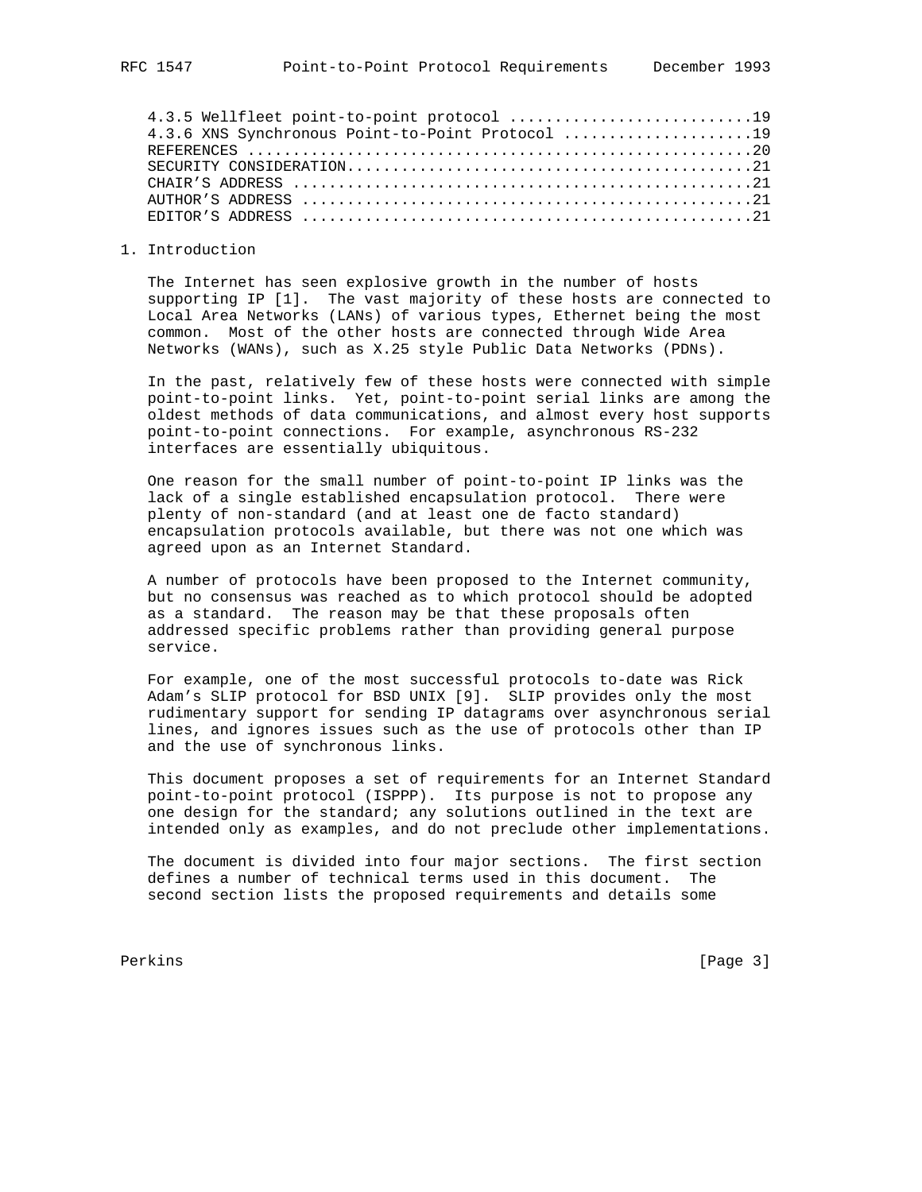4.3.5 Wellfleet point-to-point protocol ...........................19
4.3.6 XNS Synchronous Point-to-Point Protocol .....................19
REFERENCES ........................................................20
SECURITY CONSIDERATION.............................................21
CHAIR'S ADDRESS ...................................................21
AUTHOR'S ADDRESS ..................................................21
EDITOR'S ADDRESS ..................................................21

# 1. Introduction

The Internet has seen explosive growth in the number of hosts supporting IP [1]. The vast majority of these hosts are connected to Local Area Networks (LANs) of various types, Ethernet being the most common. Most of the other hosts are connected through Wide Area Networks (WANs), such as X.25 style Public Data Networks (PDNs).

In the past, relatively few of these hosts were connected with simple point-to-point links. Yet, point-to-point serial links are among the oldest methods of data communications, and almost every host supports point-to-point connections. For example, asynchronous RS-232 interfaces are essentially ubiquitous.

One reason for the small number of point-to-point IP links was the lack of a single established encapsulation protocol. There were plenty of non-standard (and at least one de facto standard) encapsulation protocols available, but there was not one which was agreed upon as an Internet Standard.

A number of protocols have been proposed to the Internet community, but no consensus was reached as to which protocol should be adopted as a standard. The reason may be that these proposals often addressed specific problems rather than providing general purpose service.

For example, one of the most successful protocols to-date was Rick Adam's SLIP protocol for BSD UNIX [9]. SLIP provides only the most rudimentary support for sending IP datagrams over asynchronous serial lines, and ignores issues such as the use of protocols other than IP and the use of synchronous links.

This document proposes a set of requirements for an Internet Standard point-to-point protocol (ISPPP). Its purpose is not to propose any one design for the standard; any solutions outlined in the text are intended only as examples, and do not preclude other implementations.

The document is divided into four major sections. The first section defines a number of technical terms used in this document. The second section lists the proposed requirements and details some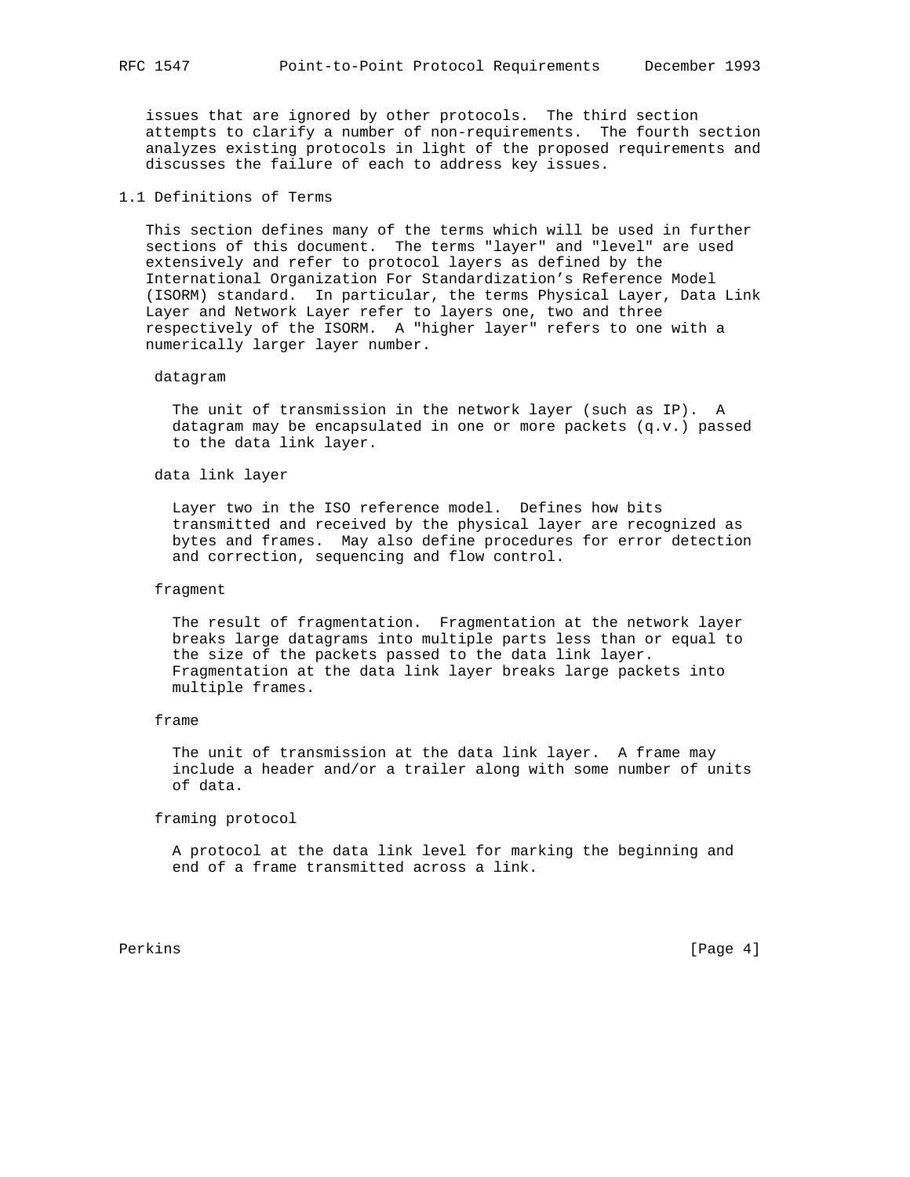issues that are ignored by other protocols. The third section attempts to clarify a number of non-requirements. The fourth section analyzes existing protocols in light of the proposed requirements and discusses the failure of each to address key issues.

## 1.1 Definitions of Terms

This section defines many of the terms which will be used in further sections of this document. The terms "layer" and "level" are used extensively and refer to protocol layers as defined by the International Organization For Standardization’s Reference Model (ISORM) standard. In particular, the terms Physical Layer, Data Link Layer and Network Layer refer to layers one, two and three respectively of the ISORM. A "higher layer" refers to one with a numerically larger layer number.

datagram

The unit of transmission in the network layer (such as IP). A datagram may be encapsulated in one or more packets (q.v.) passed to the data link layer.

data link layer

Layer two in the ISO reference model. Defines how bits transmitted and received by the physical layer are recognized as bytes and frames. May also define procedures for error detection and correction, sequencing and flow control.

fragment

The result of fragmentation. Fragmentation at the network layer breaks large datagrams into multiple parts less than or equal to the size of the packets passed to the data link layer. Fragmentation at the data link layer breaks large packets into multiple frames.

frame

The unit of transmission at the data link layer. A frame may include a header and/or a trailer along with some number of units of data.

framing protocol

A protocol at the data link level for marking the beginning and end of a frame transmitted across a link.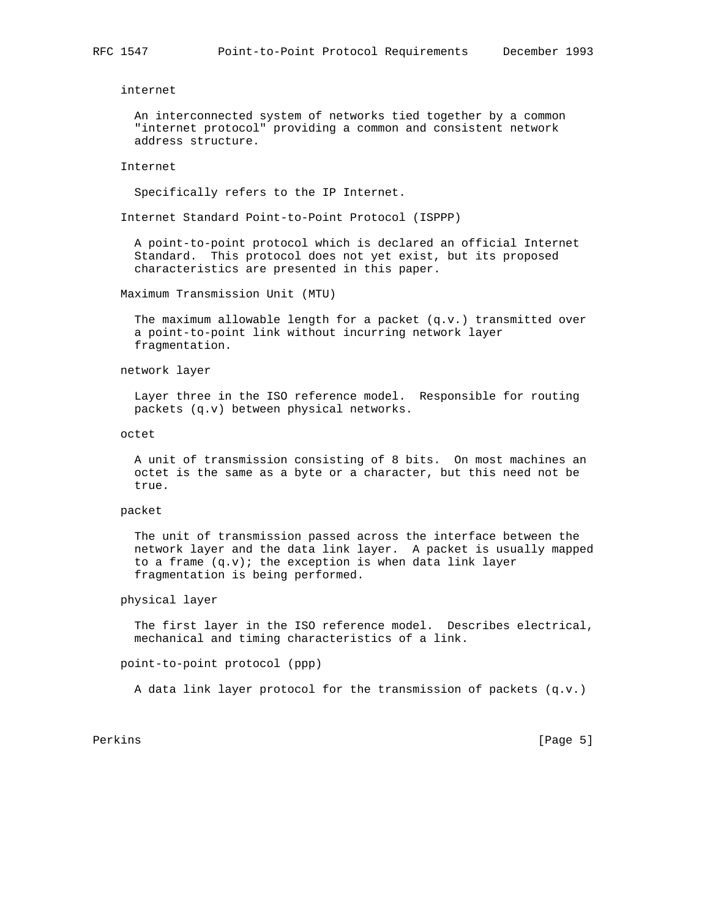internet

An interconnected system of networks tied together by a common "internet protocol" providing a common and consistent network address structure.

Internet

Specifically refers to the IP Internet.

Internet Standard Point-to-Point Protocol (ISPPP)

A point-to-point protocol which is declared an official Internet Standard. This protocol does not yet exist, but its proposed characteristics are presented in this paper.

Maximum Transmission Unit (MTU)

The maximum allowable length for a packet (q.v.) transmitted over a point-to-point link without incurring network layer fragmentation.

network layer

Layer three in the ISO reference model. Responsible for routing packets (q.v) between physical networks.

octet

A unit of transmission consisting of 8 bits. On most machines an octet is the same as a byte or a character, but this need not be true.

packet

The unit of transmission passed across the interface between the network layer and the data link layer. A packet is usually mapped to a frame (q.v); the exception is when data link layer fragmentation is being performed.

physical layer

The first layer in the ISO reference model. Describes electrical, mechanical and timing characteristics of a link.

point-to-point protocol (ppp)

A data link layer protocol for the transmission of packets (q.v.)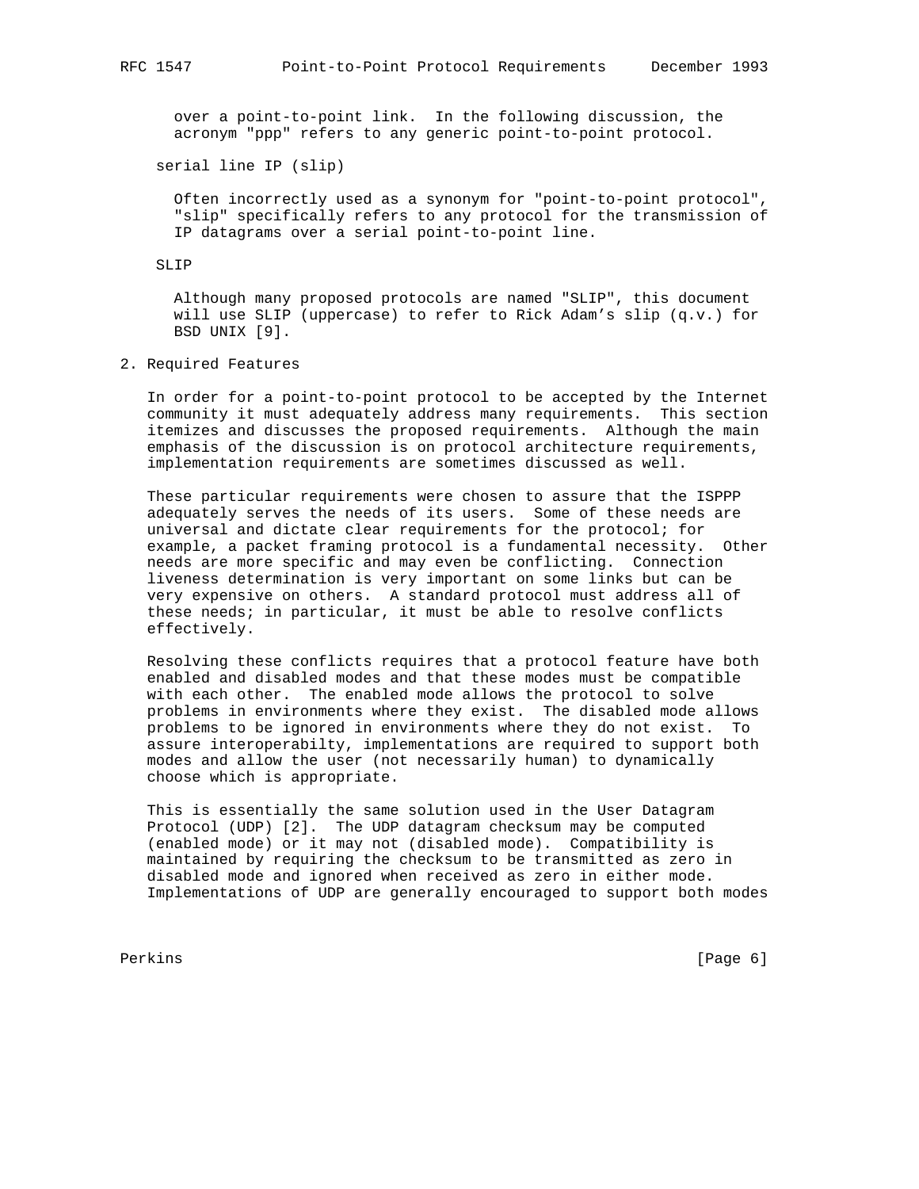over a point-to-point link. In the following discussion, the acronym "ppp" refers to any generic point-to-point protocol.

serial line IP (slip)

Often incorrectly used as a synonym for "point-to-point protocol", "slip" specifically refers to any protocol for the transmission of IP datagrams over a serial point-to-point line.

SLIP

Although many proposed protocols are named "SLIP", this document will use SLIP (uppercase) to refer to Rick Adam's slip (q.v.) for BSD UNIX [9].

## 2. Required Features

In order for a point-to-point protocol to be accepted by the Internet community it must adequately address many requirements. This section itemizes and discusses the proposed requirements. Although the main emphasis of the discussion is on protocol architecture requirements, implementation requirements are sometimes discussed as well.

These particular requirements were chosen to assure that the ISPPP adequately serves the needs of its users. Some of these needs are universal and dictate clear requirements for the protocol; for example, a packet framing protocol is a fundamental necessity. Other needs are more specific and may even be conflicting. Connection liveness determination is very important on some links but can be very expensive on others. A standard protocol must address all of these needs; in particular, it must be able to resolve conflicts effectively.

Resolving these conflicts requires that a protocol feature have both enabled and disabled modes and that these modes must be compatible with each other. The enabled mode allows the protocol to solve problems in environments where they exist. The disabled mode allows problems to be ignored in environments where they do not exist. To assure interoperabilty, implementations are required to support both modes and allow the user (not necessarily human) to dynamically choose which is appropriate.

This is essentially the same solution used in the User Datagram Protocol (UDP) [2]. The UDP datagram checksum may be computed (enabled mode) or it may not (disabled mode). Compatibility is maintained by requiring the checksum to be transmitted as zero in disabled mode and ignored when received as zero in either mode. Implementations of UDP are generally encouraged to support both modes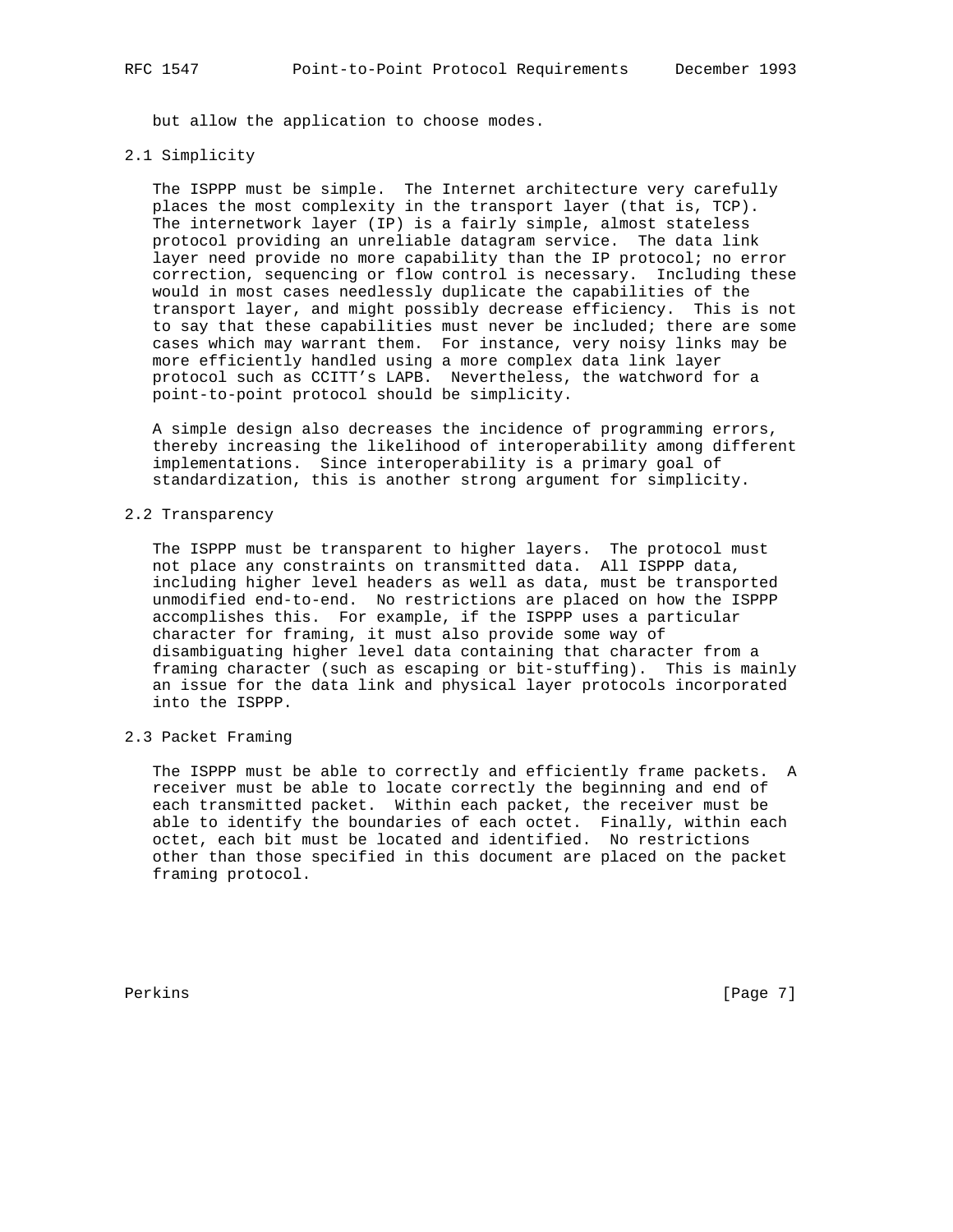but allow the application to choose modes.

### 2.1 Simplicity

The ISPPP must be simple. The Internet architecture very carefully places the most complexity in the transport layer (that is, TCP). The internetwork layer (IP) is a fairly simple, almost stateless protocol providing an unreliable datagram service. The data link layer need provide no more capability than the IP protocol; no error correction, sequencing or flow control is necessary. Including these would in most cases needlessly duplicate the capabilities of the transport layer, and might possibly decrease efficiency. This is not to say that these capabilities must never be included; there are some cases which may warrant them. For instance, very noisy links may be more efficiently handled using a more complex data link layer protocol such as CCITT's LAPB. Nevertheless, the watchword for a point-to-point protocol should be simplicity.

A simple design also decreases the incidence of programming errors, thereby increasing the likelihood of interoperability among different implementations. Since interoperability is a primary goal of standardization, this is another strong argument for simplicity.

### 2.2 Transparency

The ISPPP must be transparent to higher layers. The protocol must not place any constraints on transmitted data. All ISPPP data, including higher level headers as well as data, must be transported unmodified end-to-end. No restrictions are placed on how the ISPPP accomplishes this. For example, if the ISPPP uses a particular character for framing, it must also provide some way of disambiguating higher level data containing that character from a framing character (such as escaping or bit-stuffing). This is mainly an issue for the data link and physical layer protocols incorporated into the ISPPP.

### 2.3 Packet Framing

The ISPPP must be able to correctly and efficiently frame packets. A receiver must be able to locate correctly the beginning and end of each transmitted packet. Within each packet, the receiver must be able to identify the boundaries of each octet. Finally, within each octet, each bit must be located and identified. No restrictions other than those specified in this document are placed on the packet framing protocol.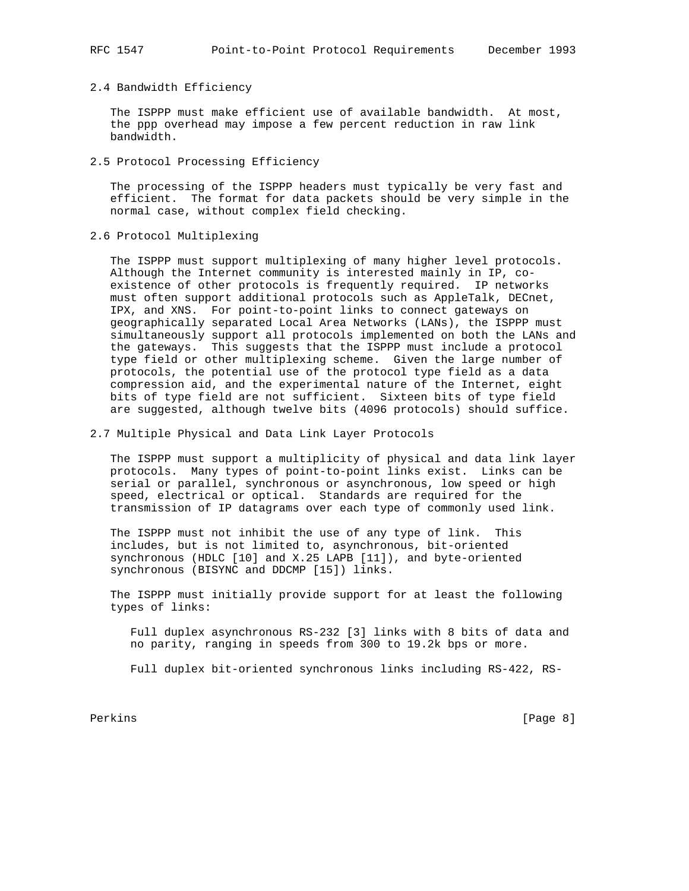## 2.4 Bandwidth Efficiency

The ISPPP must make efficient use of available bandwidth. At most, the ppp overhead may impose a few percent reduction in raw link bandwidth.

## 2.5 Protocol Processing Efficiency

The processing of the ISPPP headers must typically be very fast and efficient. The format for data packets should be very simple in the normal case, without complex field checking.

## 2.6 Protocol Multiplexing

The ISPPP must support multiplexing of many higher level protocols. Although the Internet community is interested mainly in IP, co-existence of other protocols is frequently required. IP networks must often support additional protocols such as AppleTalk, DECnet, IPX, and XNS. For point-to-point links to connect gateways on geographically separated Local Area Networks (LANs), the ISPPP must simultaneously support all protocols implemented on both the LANs and the gateways. This suggests that the ISPPP must include a protocol type field or other multiplexing scheme. Given the large number of protocols, the potential use of the protocol type field as a data compression aid, and the experimental nature of the Internet, eight bits of type field are not sufficient. Sixteen bits of type field are suggested, although twelve bits (4096 protocols) should suffice.

## 2.7 Multiple Physical and Data Link Layer Protocols

The ISPPP must support a multiplicity of physical and data link layer protocols. Many types of point-to-point links exist. Links can be serial or parallel, synchronous or asynchronous, low speed or high speed, electrical or optical. Standards are required for the transmission of IP datagrams over each type of commonly used link.

The ISPPP must not inhibit the use of any type of link. This includes, but is not limited to, asynchronous, bit-oriented synchronous (HDLC [10] and X.25 LAPB [11]), and byte-oriented synchronous (BISYNC and DDCMP [15]) links.

The ISPPP must initially provide support for at least the following types of links:

Full duplex asynchronous RS-232 [3] links with 8 bits of data and no parity, ranging in speeds from 300 to 19.2k bps or more.

Full duplex bit-oriented synchronous links including RS-422, RS-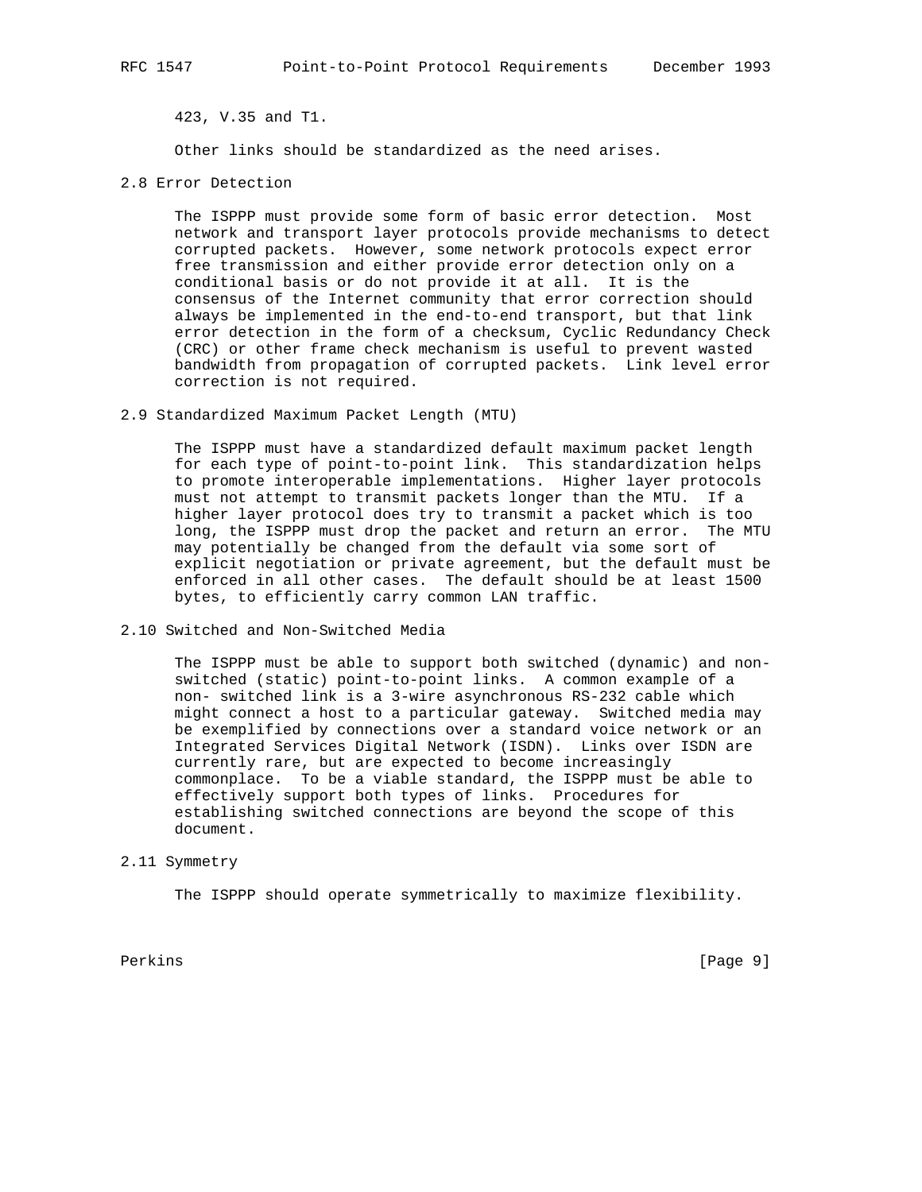423, V.35 and T1.

Other links should be standardized as the need arises.

## 2.8 Error Detection

The ISPPP must provide some form of basic error detection. Most network and transport layer protocols provide mechanisms to detect corrupted packets. However, some network protocols expect error free transmission and either provide error detection only on a conditional basis or do not provide it at all. It is the consensus of the Internet community that error correction should always be implemented in the end-to-end transport, but that link error detection in the form of a checksum, Cyclic Redundancy Check (CRC) or other frame check mechanism is useful to prevent wasted bandwidth from propagation of corrupted packets. Link level error correction is not required.

## 2.9 Standardized Maximum Packet Length (MTU)

The ISPPP must have a standardized default maximum packet length for each type of point-to-point link. This standardization helps to promote interoperable implementations. Higher layer protocols must not attempt to transmit packets longer than the MTU. If a higher layer protocol does try to transmit a packet which is too long, the ISPPP must drop the packet and return an error. The MTU may potentially be changed from the default via some sort of explicit negotiation or private agreement, but the default must be enforced in all other cases. The default should be at least 1500 bytes, to efficiently carry common LAN traffic.

## 2.10 Switched and Non-Switched Media

The ISPPP must be able to support both switched (dynamic) and non-switched (static) point-to-point links. A common example of a non- switched link is a 3-wire asynchronous RS-232 cable which might connect a host to a particular gateway. Switched media may be exemplified by connections over a standard voice network or an Integrated Services Digital Network (ISDN). Links over ISDN are currently rare, but are expected to become increasingly commonplace. To be a viable standard, the ISPPP must be able to effectively support both types of links. Procedures for establishing switched connections are beyond the scope of this document.

## 2.11 Symmetry

The ISPPP should operate symmetrically to maximize flexibility.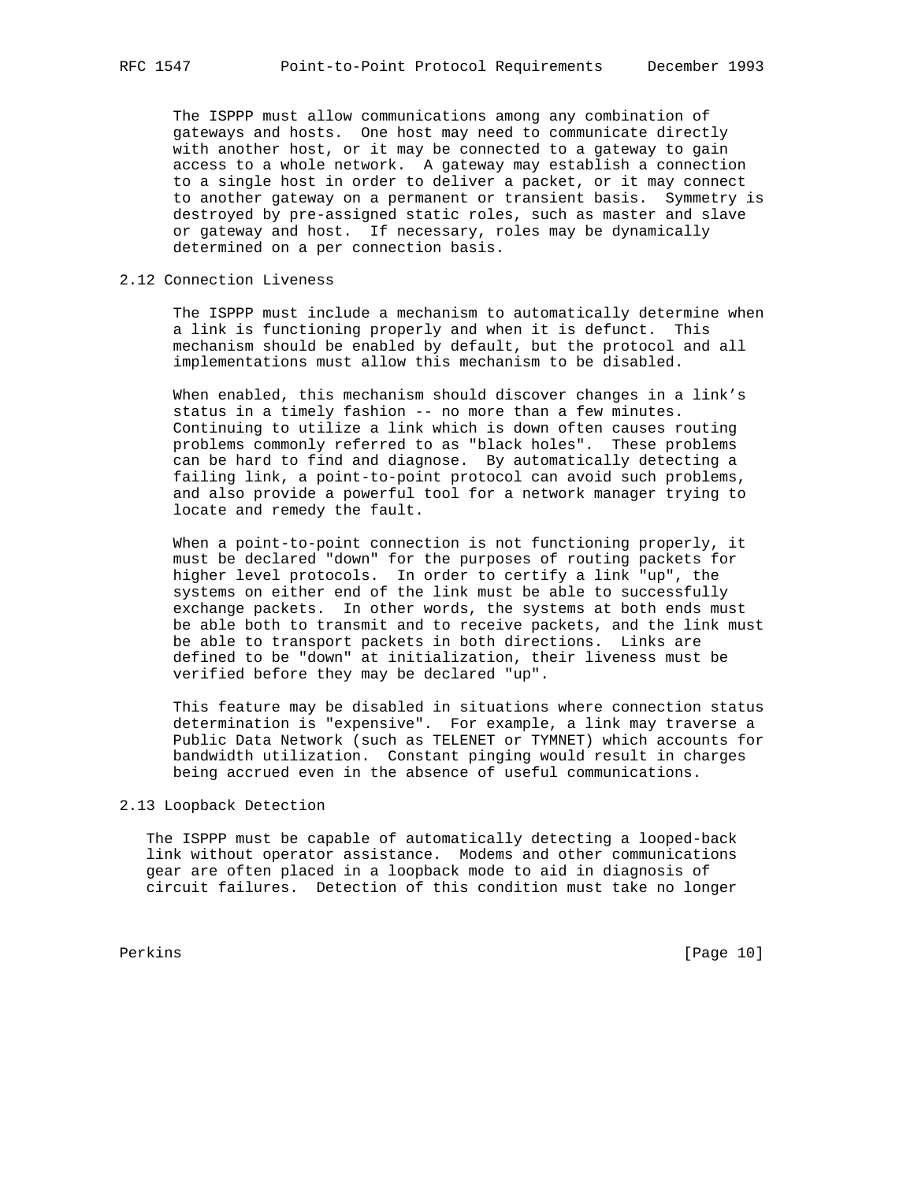The ISPPP must allow communications among any combination of gateways and hosts. One host may need to communicate directly with another host, or it may be connected to a gateway to gain access to a whole network. A gateway may establish a connection to a single host in order to deliver a packet, or it may connect to another gateway on a permanent or transient basis. Symmetry is destroyed by pre-assigned static roles, such as master and slave or gateway and host. If necessary, roles may be dynamically determined on a per connection basis.

### 2.12 Connection Liveness

The ISPPP must include a mechanism to automatically determine when a link is functioning properly and when it is defunct. This mechanism should be enabled by default, but the protocol and all implementations must allow this mechanism to be disabled.

When enabled, this mechanism should discover changes in a link's status in a timely fashion -- no more than a few minutes. Continuing to utilize a link which is down often causes routing problems commonly referred to as "black holes". These problems can be hard to find and diagnose. By automatically detecting a failing link, a point-to-point protocol can avoid such problems, and also provide a powerful tool for a network manager trying to locate and remedy the fault.

When a point-to-point connection is not functioning properly, it must be declared "down" for the purposes of routing packets for higher level protocols. In order to certify a link "up", the systems on either end of the link must be able to successfully exchange packets. In other words, the systems at both ends must be able both to transmit and to receive packets, and the link must be able to transport packets in both directions. Links are defined to be "down" at initialization, their liveness must be verified before they may be declared "up".

This feature may be disabled in situations where connection status determination is "expensive". For example, a link may traverse a Public Data Network (such as TELENET or TYMNET) which accounts for bandwidth utilization. Constant pinging would result in charges being accrued even in the absence of useful communications.

### 2.13 Loopback Detection

The ISPPP must be capable of automatically detecting a looped-back link without operator assistance. Modems and other communications gear are often placed in a loopback mode to aid in diagnosis of circuit failures. Detection of this condition must take no longer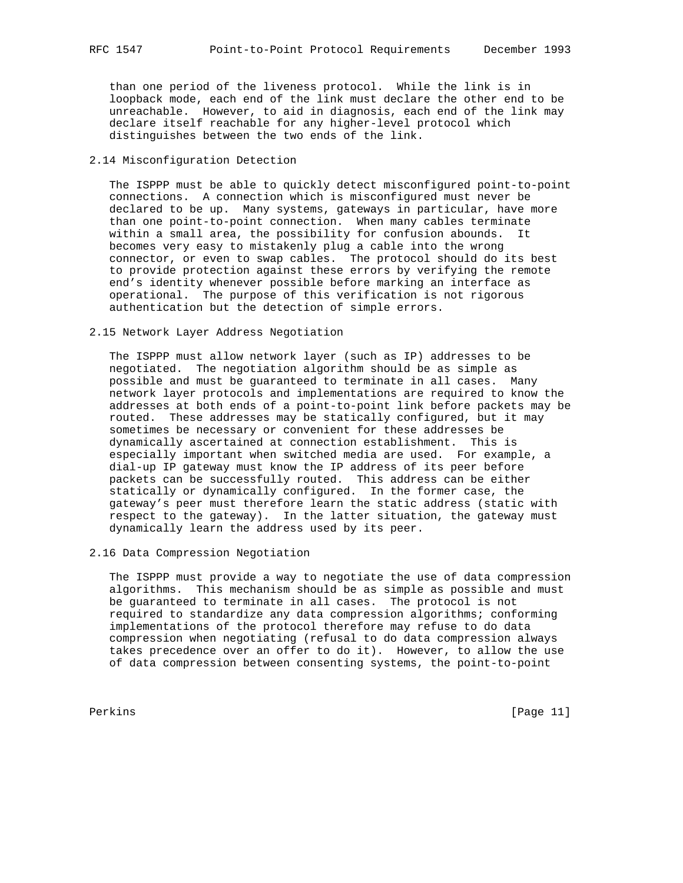than one period of the liveness protocol. While the link is in loopback mode, each end of the link must declare the other end to be unreachable. However, to aid in diagnosis, each end of the link may declare itself reachable for any higher-level protocol which distinguishes between the two ends of the link.

### 2.14 Misconfiguration Detection

The ISPPP must be able to quickly detect misconfigured point-to-point connections. A connection which is misconfigured must never be declared to be up. Many systems, gateways in particular, have more than one point-to-point connection. When many cables terminate within a small area, the possibility for confusion abounds. It becomes very easy to mistakenly plug a cable into the wrong connector, or even to swap cables. The protocol should do its best to provide protection against these errors by verifying the remote end's identity whenever possible before marking an interface as operational. The purpose of this verification is not rigorous authentication but the detection of simple errors.

### 2.15 Network Layer Address Negotiation

The ISPPP must allow network layer (such as IP) addresses to be negotiated. The negotiation algorithm should be as simple as possible and must be guaranteed to terminate in all cases. Many network layer protocols and implementations are required to know the addresses at both ends of a point-to-point link before packets may be routed. These addresses may be statically configured, but it may sometimes be necessary or convenient for these addresses be dynamically ascertained at connection establishment. This is especially important when switched media are used. For example, a dial-up IP gateway must know the IP address of its peer before packets can be successfully routed. This address can be either statically or dynamically configured. In the former case, the gateway's peer must therefore learn the static address (static with respect to the gateway). In the latter situation, the gateway must dynamically learn the address used by its peer.

### 2.16 Data Compression Negotiation

The ISPPP must provide a way to negotiate the use of data compression algorithms. This mechanism should be as simple as possible and must be guaranteed to terminate in all cases. The protocol is not required to standardize any data compression algorithms; conforming implementations of the protocol therefore may refuse to do data compression when negotiating (refusal to do data compression always takes precedence over an offer to do it). However, to allow the use of data compression between consenting systems, the point-to-point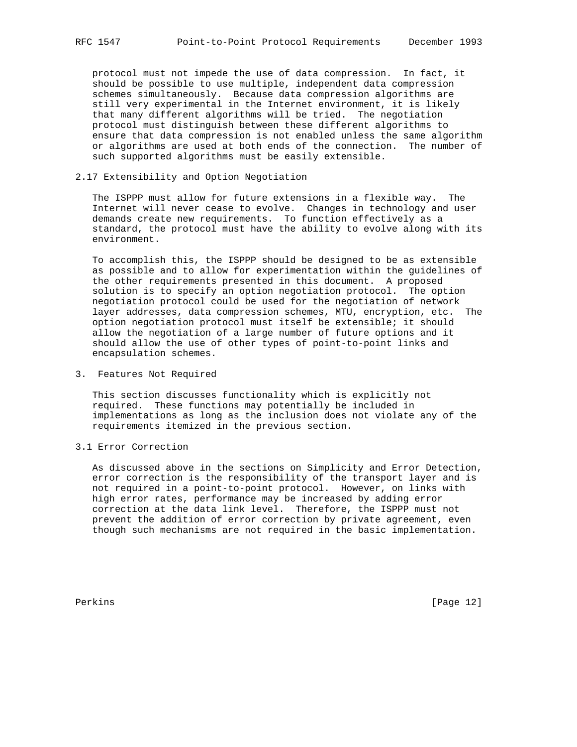protocol must not impede the use of data compression. In fact, it should be possible to use multiple, independent data compression schemes simultaneously. Because data compression algorithms are still very experimental in the Internet environment, it is likely that many different algorithms will be tried. The negotiation protocol must distinguish between these different algorithms to ensure that data compression is not enabled unless the same algorithm or algorithms are used at both ends of the connection. The number of such supported algorithms must be easily extensible.

### 2.17 Extensibility and Option Negotiation

The ISPPP must allow for future extensions in a flexible way. The Internet will never cease to evolve. Changes in technology and user demands create new requirements. To function effectively as a standard, the protocol must have the ability to evolve along with its environment.

To accomplish this, the ISPPP should be designed to be as extensible as possible and to allow for experimentation within the guidelines of the other requirements presented in this document. A proposed solution is to specify an option negotiation protocol. The option negotiation protocol could be used for the negotiation of network layer addresses, data compression schemes, MTU, encryption, etc. The option negotiation protocol must itself be extensible; it should allow the negotiation of a large number of future options and it should allow the use of other types of point-to-point links and encapsulation schemes.

## 3. Features Not Required

This section discusses functionality which is explicitly not required. These functions may potentially be included in implementations as long as the inclusion does not violate any of the requirements itemized in the previous section.

### 3.1 Error Correction

As discussed above in the sections on Simplicity and Error Detection, error correction is the responsibility of the transport layer and is not required in a point-to-point protocol. However, on links with high error rates, performance may be increased by adding error correction at the data link level. Therefore, the ISPPP must not prevent the addition of error correction by private agreement, even though such mechanisms are not required in the basic implementation.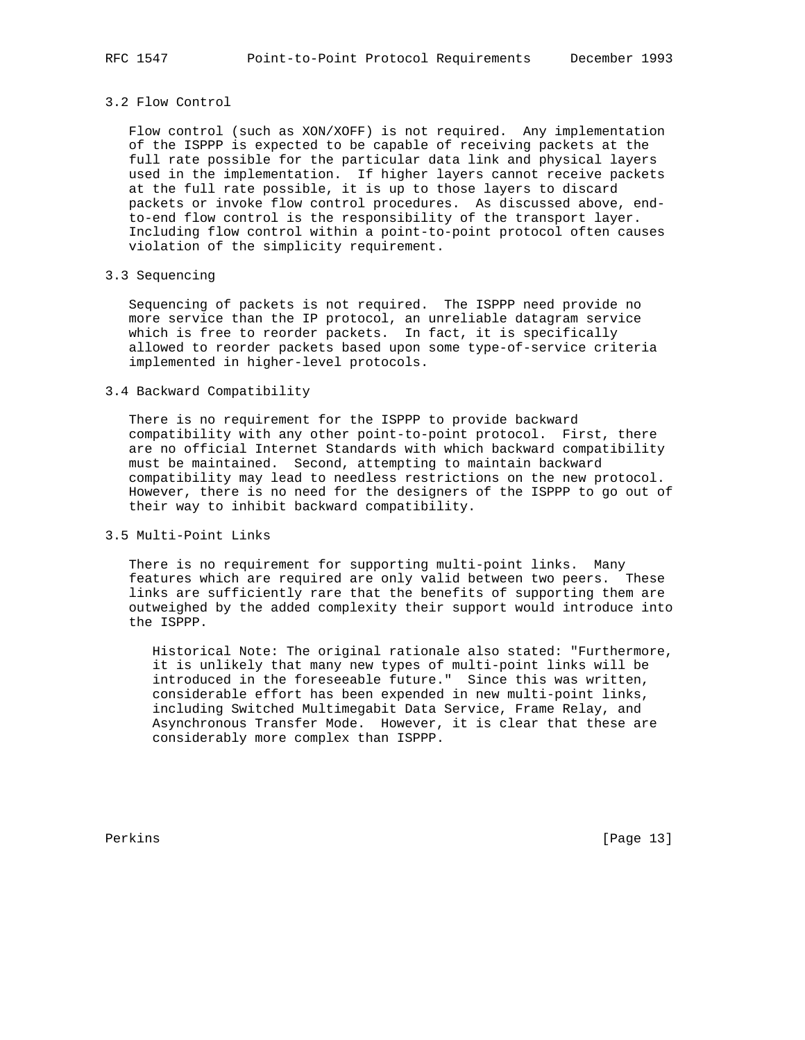### 3.2 Flow Control

Flow control (such as XON/XOFF) is not required. Any implementation of the ISPPP is expected to be capable of receiving packets at the full rate possible for the particular data link and physical layers used in the implementation. If higher layers cannot receive packets at the full rate possible, it is up to those layers to discard packets or invoke flow control procedures. As discussed above, end-to-end flow control is the responsibility of the transport layer. Including flow control within a point-to-point protocol often causes violation of the simplicity requirement.

### 3.3 Sequencing

Sequencing of packets is not required. The ISPPP need provide no more service than the IP protocol, an unreliable datagram service which is free to reorder packets. In fact, it is specifically allowed to reorder packets based upon some type-of-service criteria implemented in higher-level protocols.

### 3.4 Backward Compatibility

There is no requirement for the ISPPP to provide backward compatibility with any other point-to-point protocol. First, there are no official Internet Standards with which backward compatibility must be maintained. Second, attempting to maintain backward compatibility may lead to needless restrictions on the new protocol. However, there is no need for the designers of the ISPPP to go out of their way to inhibit backward compatibility.

### 3.5 Multi-Point Links

There is no requirement for supporting multi-point links. Many features which are required are only valid between two peers. These links are sufficiently rare that the benefits of supporting them are outweighed by the added complexity their support would introduce into the ISPPP.

> Historical Note: The original rationale also stated: "Furthermore, it is unlikely that many new types of multi-point links will be introduced in the foreseeable future." Since this was written, considerable effort has been expended in new multi-point links, including Switched Multimegabit Data Service, Frame Relay, and Asynchronous Transfer Mode. However, it is clear that these are considerably more complex than ISPPP.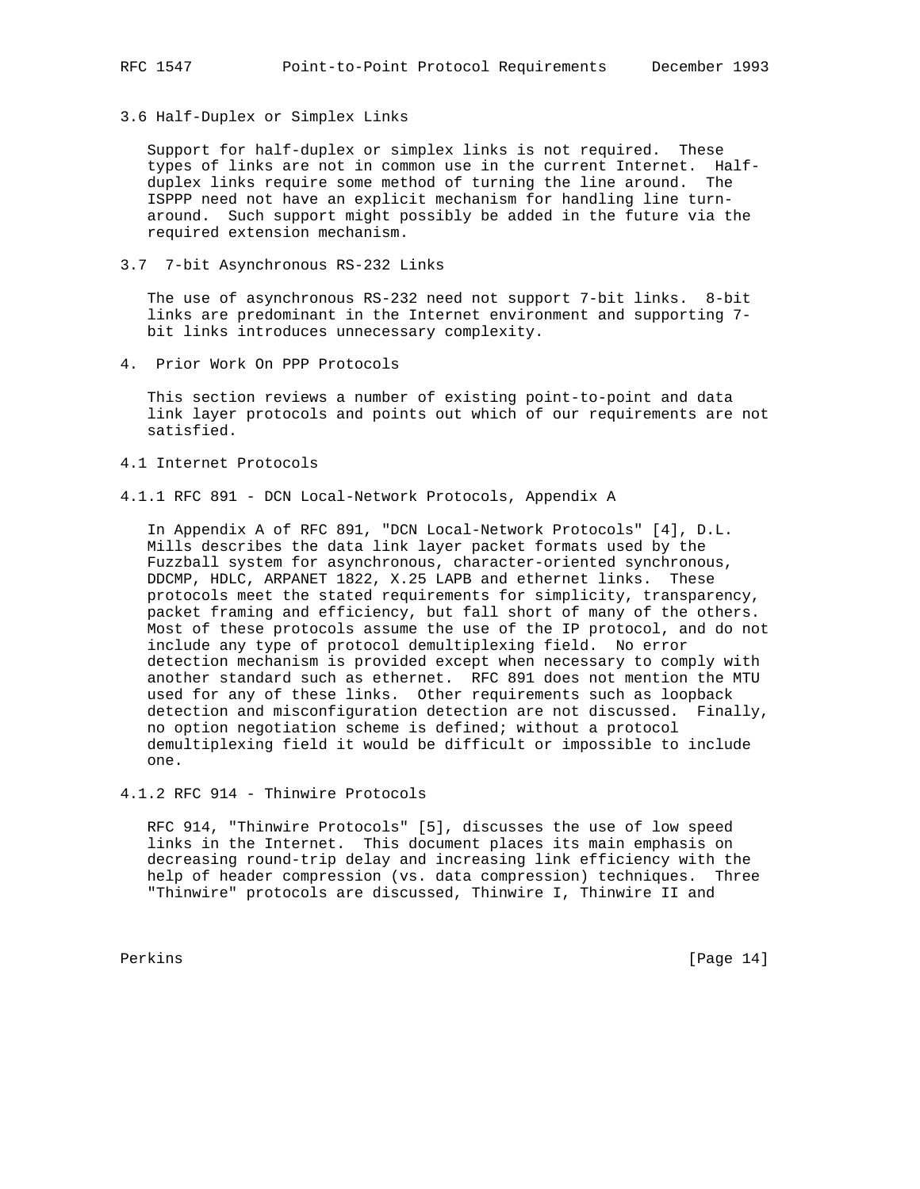### 3.6 Half-Duplex or Simplex Links

Support for half-duplex or simplex links is not required. These types of links are not in common use in the current Internet. Half-duplex links require some method of turning the line around. The ISPPP need not have an explicit mechanism for handling line turn-around. Such support might possibly be added in the future via the required extension mechanism.

### 3.7 7-bit Asynchronous RS-232 Links

The use of asynchronous RS-232 need not support 7-bit links. 8-bit links are predominant in the Internet environment and supporting 7-bit links introduces unnecessary complexity.

## 4. Prior Work On PPP Protocols

This section reviews a number of existing point-to-point and data link layer protocols and points out which of our requirements are not satisfied.

### 4.1 Internet Protocols

#### 4.1.1 RFC 891 - DCN Local-Network Protocols, Appendix A

In Appendix A of RFC 891, "DCN Local-Network Protocols" [4], D.L. Mills describes the data link layer packet formats used by the Fuzzball system for asynchronous, character-oriented synchronous, DDCMP, HDLC, ARPANET 1822, X.25 LAPB and ethernet links. These protocols meet the stated requirements for simplicity, transparency, packet framing and efficiency, but fall short of many of the others. Most of these protocols assume the use of the IP protocol, and do not include any type of protocol demultiplexing field. No error detection mechanism is provided except when necessary to comply with another standard such as ethernet. RFC 891 does not mention the MTU used for any of these links. Other requirements such as loopback detection and misconfiguration detection are not discussed. Finally, no option negotiation scheme is defined; without a protocol demultiplexing field it would be difficult or impossible to include one.

#### 4.1.2 RFC 914 - Thinwire Protocols

RFC 914, "Thinwire Protocols" [5], discusses the use of low speed links in the Internet. This document places its main emphasis on decreasing round-trip delay and increasing link efficiency with the help of header compression (vs. data compression) techniques. Three "Thinwire" protocols are discussed, Thinwire I, Thinwire II and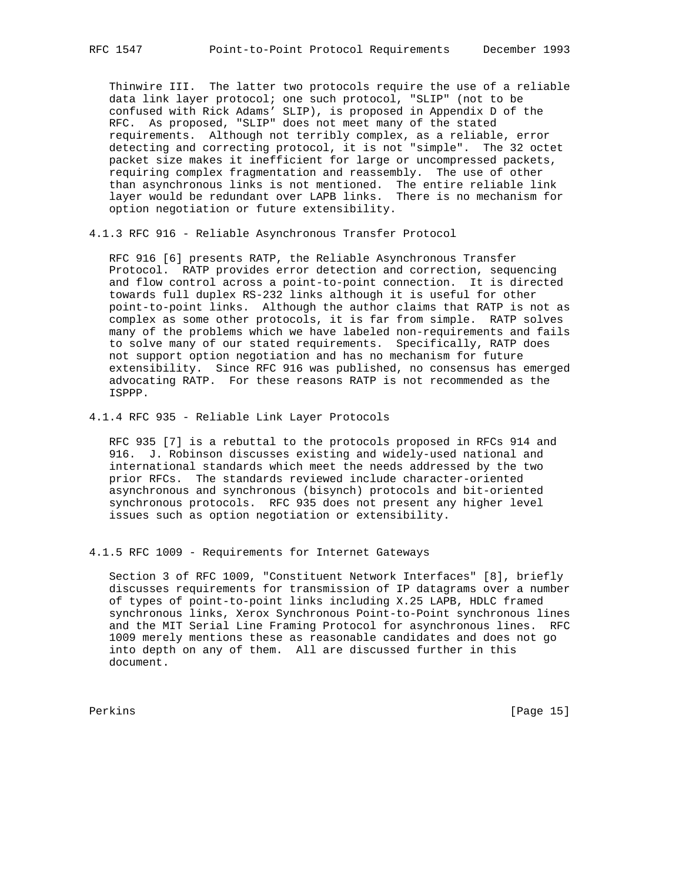Thinwire III. The latter two protocols require the use of a reliable data link layer protocol; one such protocol, "SLIP" (not to be confused with Rick Adams' SLIP), is proposed in Appendix D of the RFC. As proposed, "SLIP" does not meet many of the stated requirements. Although not terribly complex, as a reliable, error detecting and correcting protocol, it is not "simple". The 32 octet packet size makes it inefficient for large or uncompressed packets, requiring complex fragmentation and reassembly. The use of other than asynchronous links is not mentioned. The entire reliable link layer would be redundant over LAPB links. There is no mechanism for option negotiation or future extensibility.

### 4.1.3 RFC 916 - Reliable Asynchronous Transfer Protocol

RFC 916 [6] presents RATP, the Reliable Asynchronous Transfer Protocol. RATP provides error detection and correction, sequencing and flow control across a point-to-point connection. It is directed towards full duplex RS-232 links although it is useful for other point-to-point links. Although the author claims that RATP is not as complex as some other protocols, it is far from simple. RATP solves many of the problems which we have labeled non-requirements and fails to solve many of our stated requirements. Specifically, RATP does not support option negotiation and has no mechanism for future extensibility. Since RFC 916 was published, no consensus has emerged advocating RATP. For these reasons RATP is not recommended as the ISPPP.

### 4.1.4 RFC 935 - Reliable Link Layer Protocols

RFC 935 [7] is a rebuttal to the protocols proposed in RFCs 914 and 916. J. Robinson discusses existing and widely-used national and international standards which meet the needs addressed by the two prior RFCs. The standards reviewed include character-oriented asynchronous and synchronous (bisynch) protocols and bit-oriented synchronous protocols. RFC 935 does not present any higher level issues such as option negotiation or extensibility.

### 4.1.5 RFC 1009 - Requirements for Internet Gateways

Section 3 of RFC 1009, "Constituent Network Interfaces" [8], briefly discusses requirements for transmission of IP datagrams over a number of types of point-to-point links including X.25 LAPB, HDLC framed synchronous links, Xerox Synchronous Point-to-Point synchronous lines and the MIT Serial Line Framing Protocol for asynchronous lines. RFC 1009 merely mentions these as reasonable candidates and does not go into depth on any of them. All are discussed further in this document.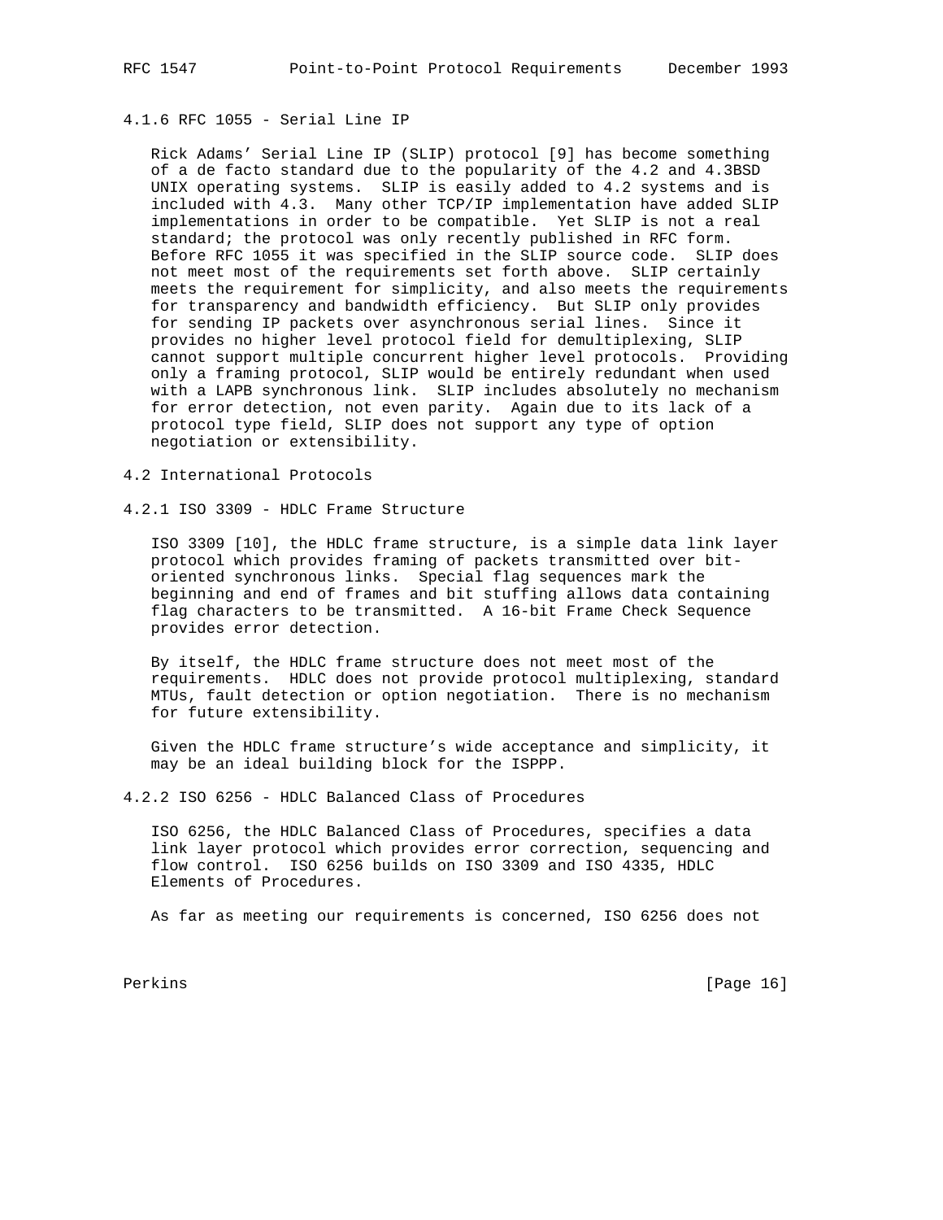#### 4.1.6 RFC 1055 - Serial Line IP

Rick Adams' Serial Line IP (SLIP) protocol [9] has become something of a de facto standard due to the popularity of the 4.2 and 4.3BSD UNIX operating systems. SLIP is easily added to 4.2 systems and is included with 4.3. Many other TCP/IP implementation have added SLIP implementations in order to be compatible. Yet SLIP is not a real standard; the protocol was only recently published in RFC form. Before RFC 1055 it was specified in the SLIP source code. SLIP does not meet most of the requirements set forth above. SLIP certainly meets the requirement for simplicity, and also meets the requirements for transparency and bandwidth efficiency. But SLIP only provides for sending IP packets over asynchronous serial lines. Since it provides no higher level protocol field for demultiplexing, SLIP cannot support multiple concurrent higher level protocols. Providing only a framing protocol, SLIP would be entirely redundant when used with a LAPB synchronous link. SLIP includes absolutely no mechanism for error detection, not even parity. Again due to its lack of a protocol type field, SLIP does not support any type of option negotiation or extensibility.

### 4.2 International Protocols

#### 4.2.1 ISO 3309 - HDLC Frame Structure

ISO 3309 [10], the HDLC frame structure, is a simple data link layer protocol which provides framing of packets transmitted over bit-oriented synchronous links. Special flag sequences mark the beginning and end of frames and bit stuffing allows data containing flag characters to be transmitted. A 16-bit Frame Check Sequence provides error detection.

By itself, the HDLC frame structure does not meet most of the requirements. HDLC does not provide protocol multiplexing, standard MTUs, fault detection or option negotiation. There is no mechanism for future extensibility.

Given the HDLC frame structure's wide acceptance and simplicity, it may be an ideal building block for the ISPPP.

#### 4.2.2 ISO 6256 - HDLC Balanced Class of Procedures

ISO 6256, the HDLC Balanced Class of Procedures, specifies a data link layer protocol which provides error correction, sequencing and flow control. ISO 6256 builds on ISO 3309 and ISO 4335, HDLC Elements of Procedures.

As far as meeting our requirements is concerned, ISO 6256 does not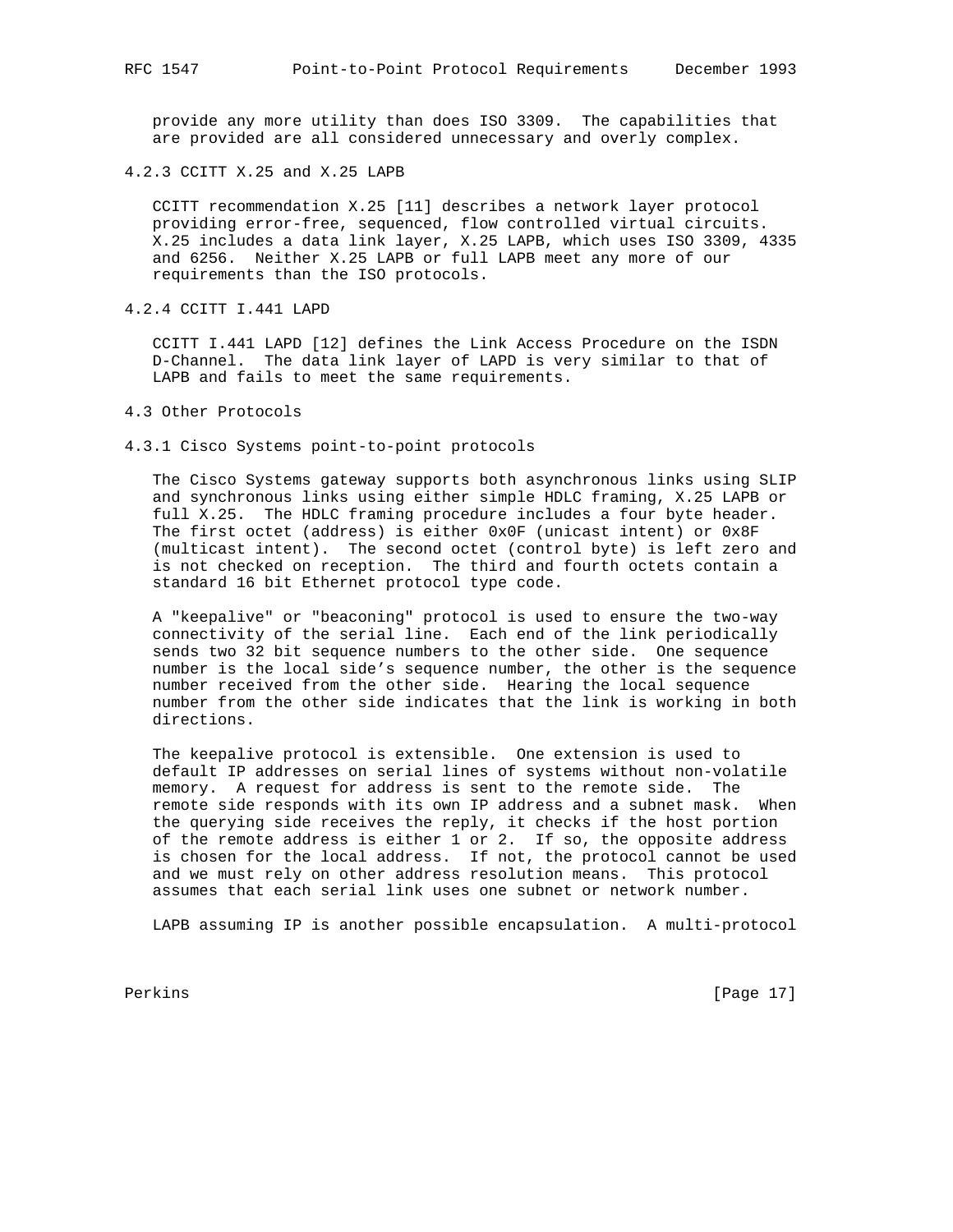provide any more utility than does ISO 3309. The capabilities that are provided are all considered unnecessary and overly complex.

### 4.2.3 CCITT X.25 and X.25 LAPB

CCITT recommendation X.25 [11] describes a network layer protocol providing error-free, sequenced, flow controlled virtual circuits. X.25 includes a data link layer, X.25 LAPB, which uses ISO 3309, 4335 and 6256. Neither X.25 LAPB or full LAPB meet any more of our requirements than the ISO protocols.

### 4.2.4 CCITT I.441 LAPD

CCITT I.441 LAPD [12] defines the Link Access Procedure on the ISDN D-Channel. The data link layer of LAPD is very similar to that of LAPB and fails to meet the same requirements.

## 4.3 Other Protocols

### 4.3.1 Cisco Systems point-to-point protocols

The Cisco Systems gateway supports both asynchronous links using SLIP and synchronous links using either simple HDLC framing, X.25 LAPB or full X.25. The HDLC framing procedure includes a four byte header. The first octet (address) is either 0x0F (unicast intent) or 0x8F (multicast intent). The second octet (control byte) is left zero and is not checked on reception. The third and fourth octets contain a standard 16 bit Ethernet protocol type code.

A "keepalive" or "beaconing" protocol is used to ensure the two-way connectivity of the serial line. Each end of the link periodically sends two 32 bit sequence numbers to the other side. One sequence number is the local side's sequence number, the other is the sequence number received from the other side. Hearing the local sequence number from the other side indicates that the link is working in both directions.

The keepalive protocol is extensible. One extension is used to default IP addresses on serial lines of systems without non-volatile memory. A request for address is sent to the remote side. The remote side responds with its own IP address and a subnet mask. When the querying side receives the reply, it checks if the host portion of the remote address is either 1 or 2. If so, the opposite address is chosen for the local address. If not, the protocol cannot be used and we must rely on other address resolution means. This protocol assumes that each serial link uses one subnet or network number.

LAPB assuming IP is another possible encapsulation. A multi-protocol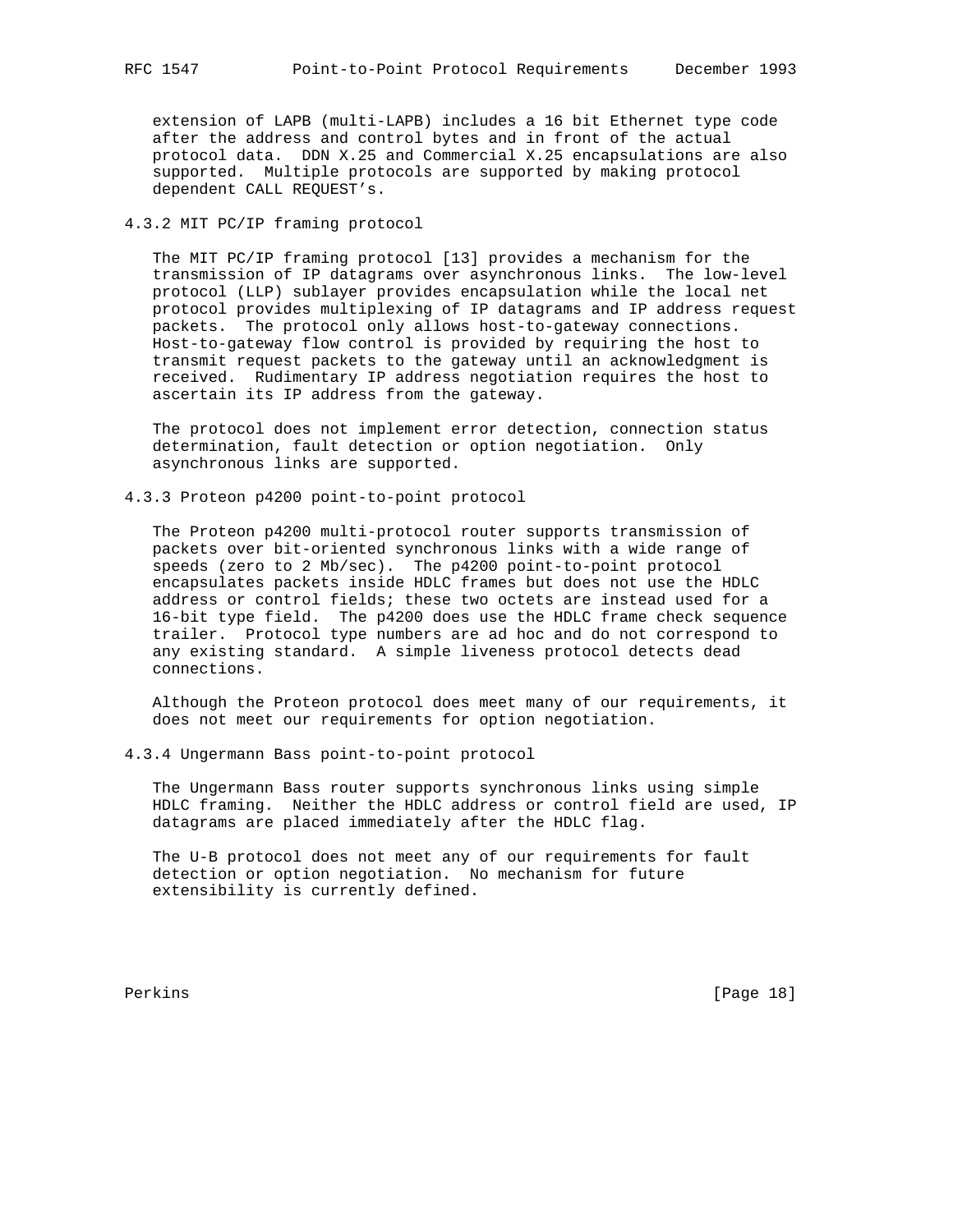extension of LAPB (multi-LAPB) includes a 16 bit Ethernet type code after the address and control bytes and in front of the actual protocol data. DDN X.25 and Commercial X.25 encapsulations are also supported. Multiple protocols are supported by making protocol dependent CALL REQUEST's.

### 4.3.2 MIT PC/IP framing protocol

The MIT PC/IP framing protocol [13] provides a mechanism for the transmission of IP datagrams over asynchronous links. The low-level protocol (LLP) sublayer provides encapsulation while the local net protocol provides multiplexing of IP datagrams and IP address request packets. The protocol only allows host-to-gateway connections. Host-to-gateway flow control is provided by requiring the host to transmit request packets to the gateway until an acknowledgment is received. Rudimentary IP address negotiation requires the host to ascertain its IP address from the gateway.

The protocol does not implement error detection, connection status determination, fault detection or option negotiation. Only asynchronous links are supported.

### 4.3.3 Proteon p4200 point-to-point protocol

The Proteon p4200 multi-protocol router supports transmission of packets over bit-oriented synchronous links with a wide range of speeds (zero to 2 Mb/sec). The p4200 point-to-point protocol encapsulates packets inside HDLC frames but does not use the HDLC address or control fields; these two octets are instead used for a 16-bit type field. The p4200 does use the HDLC frame check sequence trailer. Protocol type numbers are ad hoc and do not correspond to any existing standard. A simple liveness protocol detects dead connections.

Although the Proteon protocol does meet many of our requirements, it does not meet our requirements for option negotiation.

### 4.3.4 Ungermann Bass point-to-point protocol

The Ungermann Bass router supports synchronous links using simple HDLC framing. Neither the HDLC address or control field are used, IP datagrams are placed immediately after the HDLC flag.

The U-B protocol does not meet any of our requirements for fault detection or option negotiation. No mechanism for future extensibility is currently defined.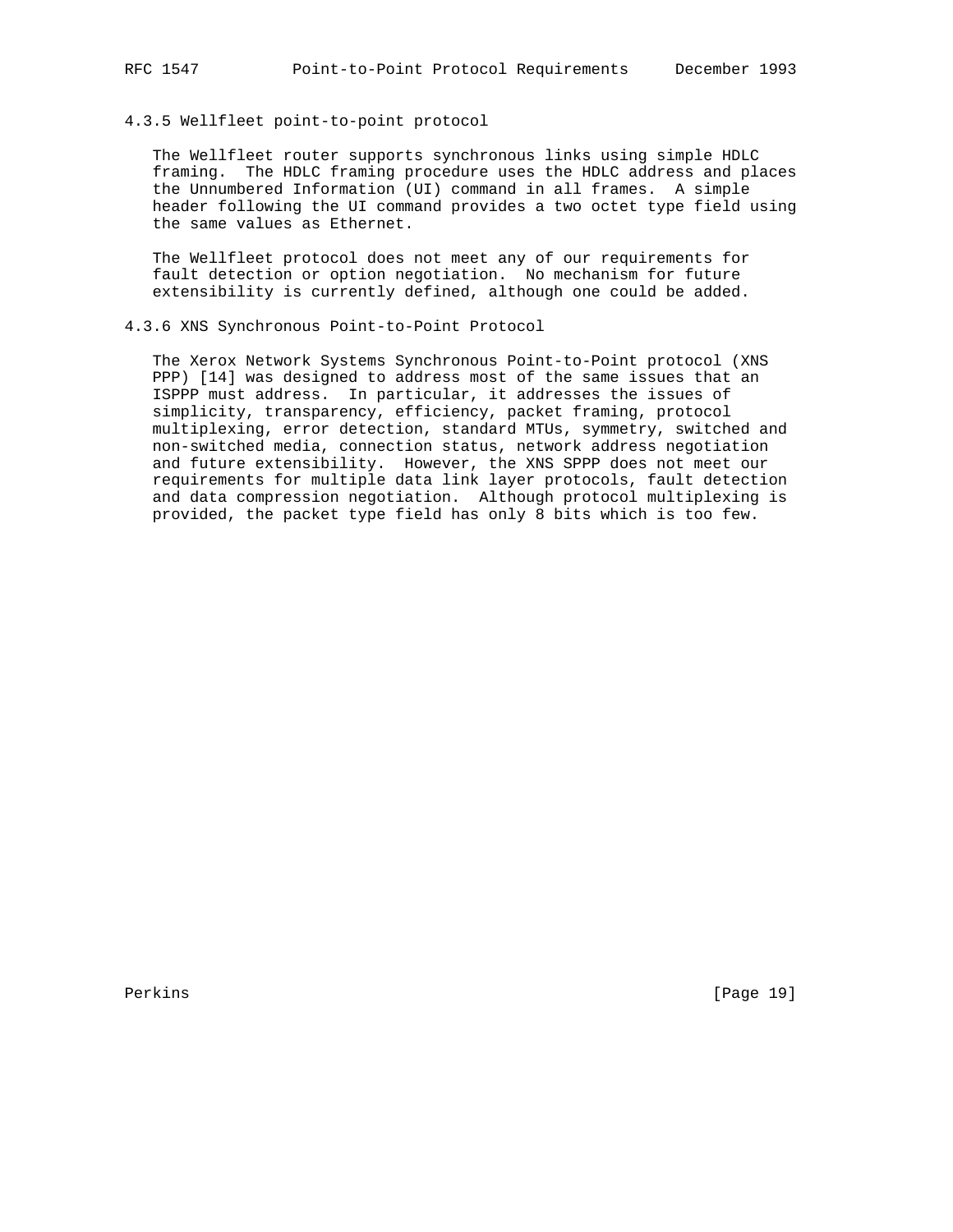#### 4.3.5 Wellfleet point-to-point protocol

The Wellfleet router supports synchronous links using simple HDLC framing. The HDLC framing procedure uses the HDLC address and places the Unnumbered Information (UI) command in all frames. A simple header following the UI command provides a two octet type field using the same values as Ethernet.

The Wellfleet protocol does not meet any of our requirements for fault detection or option negotiation. No mechanism for future extensibility is currently defined, although one could be added.

#### 4.3.6 XNS Synchronous Point-to-Point Protocol

The Xerox Network Systems Synchronous Point-to-Point protocol (XNS PPP) [14] was designed to address most of the same issues that an ISPPP must address. In particular, it addresses the issues of simplicity, transparency, efficiency, packet framing, protocol multiplexing, error detection, standard MTUs, symmetry, switched and non-switched media, connection status, network address negotiation and future extensibility. However, the XNS SPPP does not meet our requirements for multiple data link layer protocols, fault detection and data compression negotiation. Although protocol multiplexing is provided, the packet type field has only 8 bits which is too few.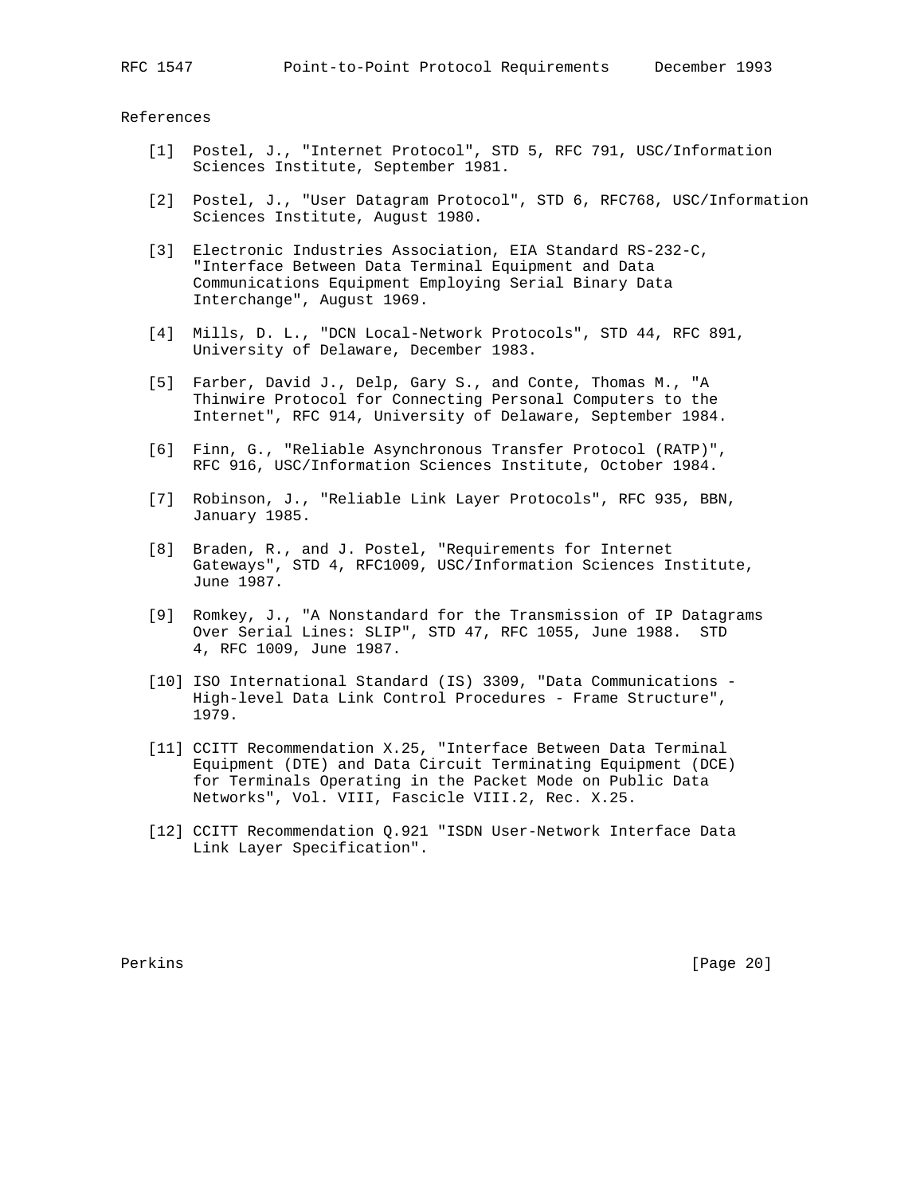## References

[1] Postel, J., "Internet Protocol", STD 5, RFC 791, USC/Information Sciences Institute, September 1981.

[2] Postel, J., "User Datagram Protocol", STD 6, RFC768, USC/Information Sciences Institute, August 1980.

[3] Electronic Industries Association, EIA Standard RS-232-C, "Interface Between Data Terminal Equipment and Data Communications Equipment Employing Serial Binary Data Interchange", August 1969.

[4] Mills, D. L., "DCN Local-Network Protocols", STD 44, RFC 891, University of Delaware, December 1983.

[5] Farber, David J., Delp, Gary S., and Conte, Thomas M., "A Thinwire Protocol for Connecting Personal Computers to the Internet", RFC 914, University of Delaware, September 1984.

[6] Finn, G., "Reliable Asynchronous Transfer Protocol (RATP)", RFC 916, USC/Information Sciences Institute, October 1984.

[7] Robinson, J., "Reliable Link Layer Protocols", RFC 935, BBN, January 1985.

[8] Braden, R., and J. Postel, "Requirements for Internet Gateways", STD 4, RFC1009, USC/Information Sciences Institute, June 1987.

[9] Romkey, J., "A Nonstandard for the Transmission of IP Datagrams Over Serial Lines: SLIP", STD 47, RFC 1055, June 1988. STD 4, RFC 1009, June 1987.

[10] ISO International Standard (IS) 3309, "Data Communications - High-level Data Link Control Procedures - Frame Structure", 1979.

[11] CCITT Recommendation X.25, "Interface Between Data Terminal Equipment (DTE) and Data Circuit Terminating Equipment (DCE) for Terminals Operating in the Packet Mode on Public Data Networks", Vol. VIII, Fascicle VIII.2, Rec. X.25.

[12] CCITT Recommendation Q.921 "ISDN User-Network Interface Data Link Layer Specification".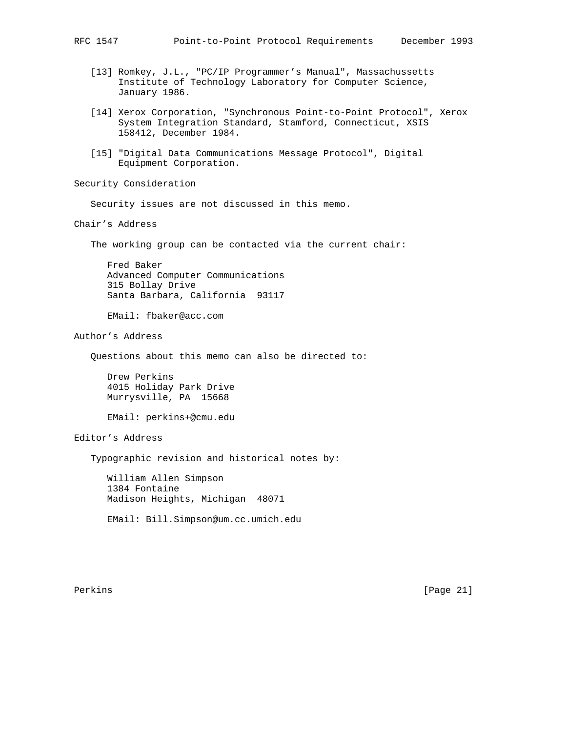[13] Romkey, J.L., "PC/IP Programmer's Manual", Massachussetts Institute of Technology Laboratory for Computer Science, January 1986.

[14] Xerox Corporation, "Synchronous Point-to-Point Protocol", Xerox System Integration Standard, Stamford, Connecticut, XSIS 158412, December 1984.

[15] "Digital Data Communications Message Protocol", Digital Equipment Corporation.

## Security Consideration

Security issues are not discussed in this memo.

## Chair's Address

The working group can be contacted via the current chair:

Fred Baker
Advanced Computer Communications
315 Bollay Drive
Santa Barbara, California 93117

EMail: fbaker@acc.com

## Author's Address

Questions about this memo can also be directed to:

Drew Perkins
4015 Holiday Park Drive
Murrysville, PA 15668

EMail: perkins+@cmu.edu

## Editor's Address

Typographic revision and historical notes by:

William Allen Simpson
1384 Fontaine
Madison Heights, Michigan 48071

EMail: Bill.Simpson@um.cc.umich.edu